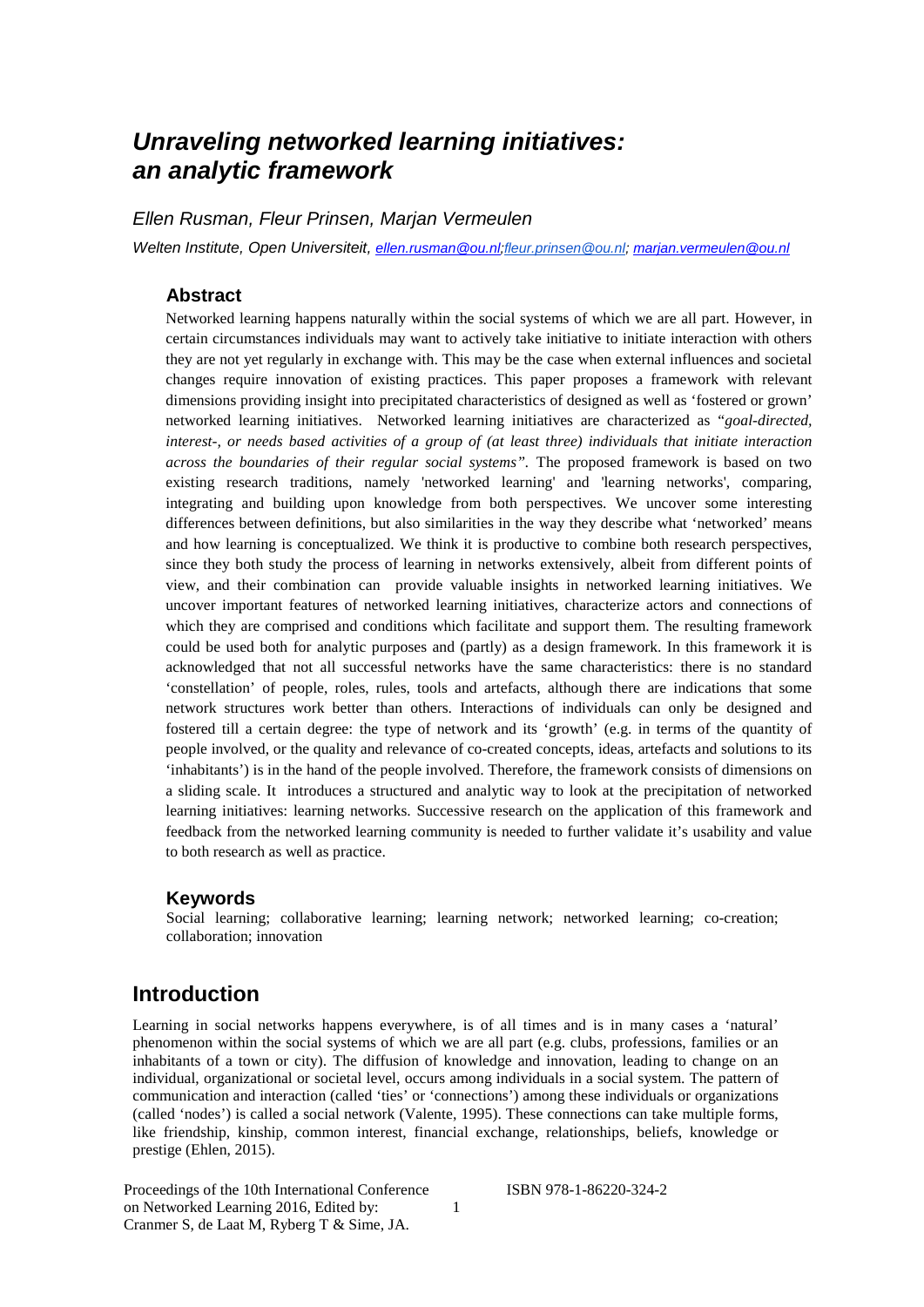# *Unraveling networked learning initiatives: an analytic framework*

*Ellen Rusman, Fleur Prinsen, Marjan Vermeulen*

*Welten Institute, Open Universiteit, ellen.rusman@ou.nl;fleur.prinsen@ou.nl; marjan.vermeulen@ou.nl*

## Abstract

Networked learning happens naturally within the social systems of which we are all part. However, in certain circumstances individuals may want to actively take initiative to initiate interaction with others they are not yet regularly in exchange with. This may be the case when external influences and societal changes require innovation of existing practices. This paper proposes a framework with relevant dimensions providing insight into precipitated characteristics of designed as well as 'fostered or grown' networked learning initiatives. Networked learning initiatives are characterized as "*goal-directed, interest-, or needs based activities of a group of (at least three) individuals that initiate interaction across the boundaries of their regular social systems*". The proposed framework is based on two existing research traditions, namely 'networked learning' and 'learning networks', comparing, integrating and building upon knowledge from both perspectives. We uncover some interesting differences between definitions, but also similarities in the way they describe what 'networked' means and how learning is conceptualized. We think it is productive to combine both research perspectives, since they both study the process of learning in networks extensively, albeit from different points of view, and their combination can provide valuable insights in networked learning initiatives. We uncover important features of networked learning initiatives, characterize actors and connections of which they are comprised and conditions which facilitate and support them. The resulting framework could be used both for analytic purposes and (partly) as a design framework. In this framework it is acknowledged that not all successful networks have the same characteristics: there is no standard 'constellation' of people, roles, rules, tools and artefacts, although there are indications that some network structures work better than others. Interactions of individuals can only be designed and fostered till a certain degree: the type of network and its 'growth' (e.g. in terms of the quantity of people involved, or the quality and relevance of co-created concepts, ideas, artefacts and solutions to its 'inhabitants') is in the hand of the people involved. Therefore, the framework consists of dimensions on a sliding scale. It introduces a structured and analytic way to look at the precipitation of networked learning initiatives: learning networks. Successive research on the application of this framework and feedback from the networked learning community is needed to further validate it's usability and value to both research as well as practice.

## Keywords

Social learning; collaborative learning; learning network; networked learning; co-creation; collaboration; innovation

## Introduction

Learning in social networks happens everywhere, is of all times and is in many cases a 'natural' phenomenon within the social systems of which we are all part (e.g. clubs, professions, families or an inhabitants of a town or city). The diffusion of knowledge and innovation, leading to change on an individual, organizational or societal level, occurs among individuals in a social system. The pattern of communication and interaction (called 'ties' or 'connections') among these individuals or organizations (called 'nodes') is called a social network (Valente, 1995). These connections can take multiple forms, like friendship, kinship, common interest, financial exchange, relationships, beliefs, knowledge or prestige (Ehlen, 2015).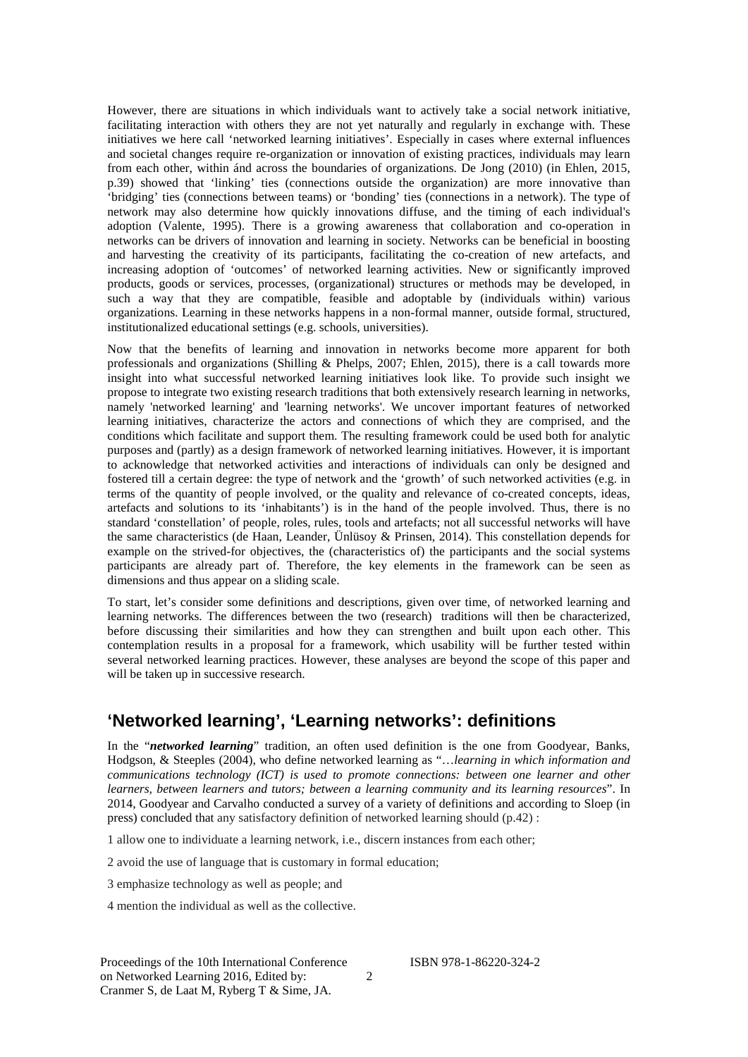However, there are situations in which individuals want to actively take a social network initiative, facilitating interaction with others they are not yet naturally and regularly in exchange with. These initiatives we here call 'networked learning initiatives'. Especially in cases where external influences and societal changes require re-organization or innovation of existing practices, individuals may learn from each other, within ánd across the boundaries of organizations. De Jong (2010) (in Ehlen, 2015, p.39) showed that 'linking' ties (connections outside the organization) are more innovative than 'bridging' ties (connections between teams) or 'bonding' ties (connections in a network). The type of network may also determine how quickly innovations diffuse, and the timing of each individual's adoption (Valente, 1995). There is a growing awareness that collaboration and co-operation in networks can be drivers of innovation and learning in society. Networks can be beneficial in boosting and harvesting the creativity of its participants, facilitating the co-creation of new artefacts, and increasing adoption of 'outcomes' of networked learning activities. New or significantly improved products, goods or services, processes, (organizational) structures or methods may be developed, in such a way that they are compatible, feasible and adoptable by (individuals within) various organizations. Learning in these networks happens in a non-formal manner, outside formal, structured, institutionalized educational settings (e.g. schools, universities).

Now that the benefits of learning and innovation in networks become more apparent for both professionals and organizations (Shilling & Phelps, 2007; Ehlen, 2015), there is a call towards more insight into what successful networked learning initiatives look like. To provide such insight we propose to integrate two existing research traditions that both extensively research learning in networks, namely 'networked learning' and 'learning networks'. We uncover important features of networked learning initiatives, characterize the actors and connections of which they are comprised, and the conditions which facilitate and support them. The resulting framework could be used both for analytic purposes and (partly) as a design framework of networked learning initiatives. However, it is important to acknowledge that networked activities and interactions of individuals can only be designed and fostered till a certain degree: the type of network and the 'growth' of such networked activities (e.g. in terms of the quantity of people involved, or the quality and relevance of co-created concepts, ideas, artefacts and solutions to its 'inhabitants') is in the hand of the people involved. Thus, there is no standard 'constellation' of people, roles, rules, tools and artefacts; not all successful networks will have the same characteristics (de Haan, Leander, Ünlüsoy & Prinsen, 2014). This constellation depends for example on the strived-for objectives, the (characteristics of) the participants and the social systems participants are already part of. Therefore, the key elements in the framework can be seen as dimensions and thus appear on a sliding scale.

To start, let's consider some definitions and descriptions, given over time, of networked learning and learning networks. The differences between the two (research) traditions will then be characterized, before discussing their similarities and how they can strengthen and built upon each other. This contemplation results in a proposal for a framework, which usability will be further tested within several networked learning practices. However, these analyses are beyond the scope of this paper and will be taken up in successive research.

## 'Networked learning', 'Learning networks': definitions

In the "***networked learning***" tradition, an often used definition is the one from Goodyear, Banks, Hodgson, & Steeples (2004), who define networked learning as "*…learning in which information and communications technology (ICT) is used to promote connections: between one learner and other learners, between learners and tutors; between a learning community and its learning resources*". In 2014, Goodyear and Carvalho conducted a survey of a variety of definitions and according to Sloep (in press) concluded that any satisfactory definition of networked learning should (p.42) :

1 allow one to individuate a learning network, i.e., discern instances from each other;

2 avoid the use of language that is customary in formal education;

3 emphasize technology as well as people; and

4 mention the individual as well as the collective.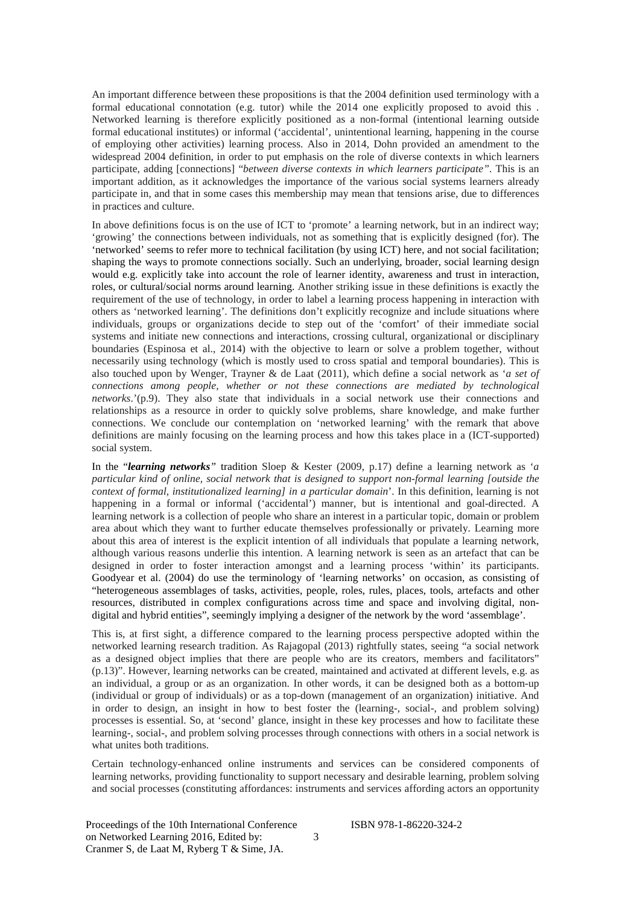An important difference between these propositions is that the 2004 definition used terminology with a formal educational connotation (e.g. tutor) while the 2014 one explicitly proposed to avoid this . Networked learning is therefore explicitly positioned as a non-formal (intentional learning outside formal educational institutes) or informal ('accidental', unintentional learning, happening in the course of employing other activities) learning process. Also in 2014, Dohn provided an amendment to the widespread 2004 definition, in order to put emphasis on the role of diverse contexts in which learners participate, adding [connections] "*between diverse contexts in which learners participate"*. This is an important addition, as it acknowledges the importance of the various social systems learners already participate in, and that in some cases this membership may mean that tensions arise, due to differences in practices and culture.

In above definitions focus is on the use of ICT to 'promote' a learning network, but in an indirect way; 'growing' the connections between individuals, not as something that is explicitly designed (for). The 'networked' seems to refer more to technical facilitation (by using ICT) here, and not social facilitation; shaping the ways to promote connections socially. Such an underlying, broader, social learning design would e.g. explicitly take into account the role of learner identity, awareness and trust in interaction, roles, or cultural/social norms around learning. Another striking issue in these definitions is exactly the requirement of the use of technology, in order to label a learning process happening in interaction with others as 'networked learning'. The definitions don't explicitly recognize and include situations where individuals, groups or organizations decide to step out of the 'comfort' of their immediate social systems and initiate new connections and interactions, crossing cultural, organizational or disciplinary boundaries (Espinosa et al., 2014) with the objective to learn or solve a problem together, without necessarily using technology (which is mostly used to cross spatial and temporal boundaries). This is also touched upon by Wenger, Trayner & de Laat (2011), which define a social network as '*a set of connections among people, whether or not these connections are mediated by technological networks*.'(p.9). They also state that individuals in a social network use their connections and relationships as a resource in order to quickly solve problems, share knowledge, and make further connections. We conclude our contemplation on 'networked learning' with the remark that above definitions are mainly focusing on the learning process and how this takes place in a (ICT-supported) social system.

In the "***learning networks***" tradition Sloep & Kester (2009, p.17) define a learning network as '*a particular kind of online, social network that is designed to support non-formal learning [outside the context of formal, institutionalized learning] in a particular domain*'. In this definition, learning is not happening in a formal or informal ('accidental') manner, but is intentional and goal-directed. A learning network is a collection of people who share an interest in a particular topic, domain or problem area about which they want to further educate themselves professionally or privately. Learning more about this area of interest is the explicit intention of all individuals that populate a learning network, although various reasons underlie this intention. A learning network is seen as an artefact that can be designed in order to foster interaction amongst and a learning process 'within' its participants. Goodyear et al. (2004) do use the terminology of 'learning networks' on occasion, as consisting of "heterogeneous assemblages of tasks, activities, people, roles, rules, places, tools, artefacts and other resources, distributed in complex configurations across time and space and involving digital, non-digital and hybrid entities", seemingly implying a designer of the network by the word 'assemblage'.

This is, at first sight, a difference compared to the learning process perspective adopted within the networked learning research tradition. As Rajagopal (2013) rightfully states, seeing "a social network as a designed object implies that there are people who are its creators, members and facilitators" (p.13)". However, learning networks can be created, maintained and activated at different levels, e.g. as an individual, a group or as an organization. In other words, it can be designed both as a bottom-up (individual or group of individuals) or as a top-down (management of an organization) initiative. And in order to design, an insight in how to best foster the (learning-, social-, and problem solving) processes is essential. So, at 'second' glance, insight in these key processes and how to facilitate these learning-, social-, and problem solving processes through connections with others in a social network is what unites both traditions.

Certain technology-enhanced online instruments and services can be considered components of learning networks, providing functionality to support necessary and desirable learning, problem solving and social processes (constituting affordances: instruments and services affording actors an opportunity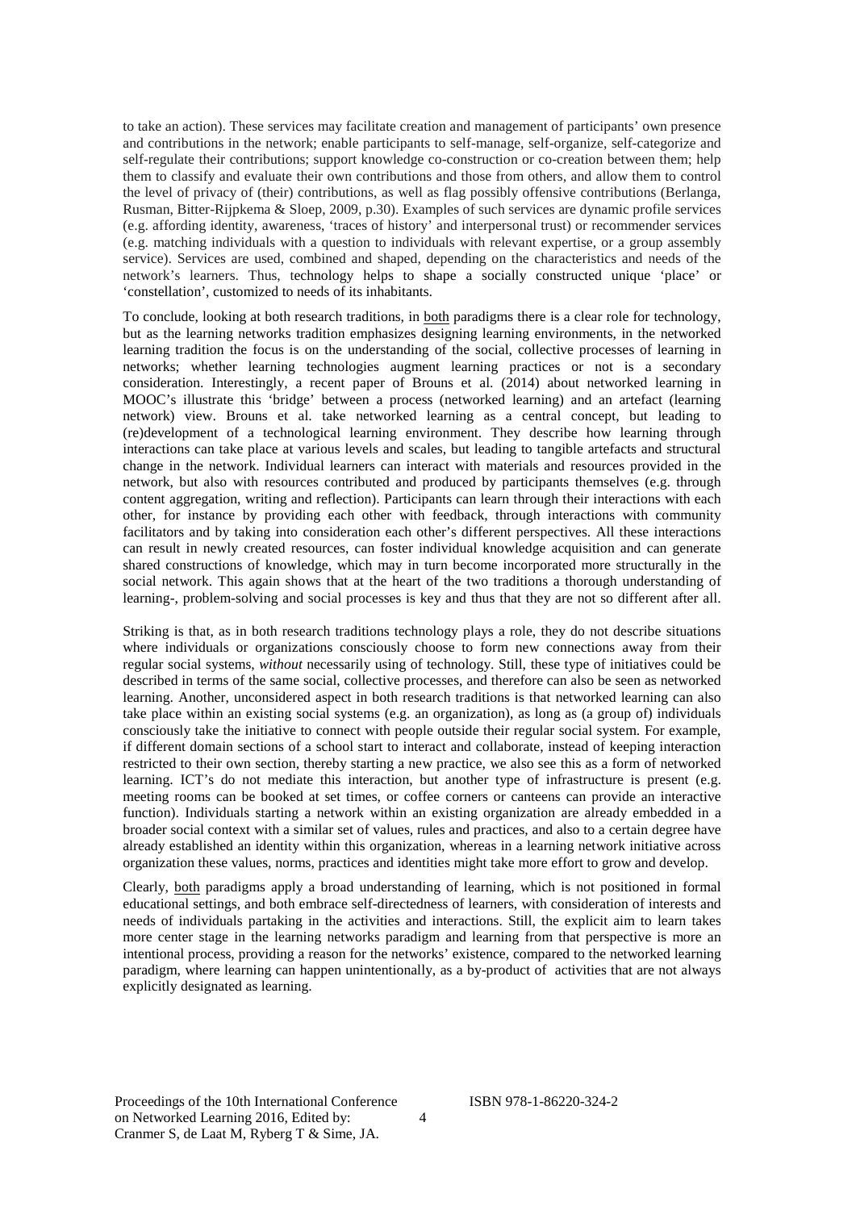to take an action). These services may facilitate creation and management of participants' own presence and contributions in the network; enable participants to self-manage, self-organize, self-categorize and self-regulate their contributions; support knowledge co-construction or co-creation between them; help them to classify and evaluate their own contributions and those from others, and allow them to control the level of privacy of (their) contributions, as well as flag possibly offensive contributions (Berlanga, Rusman, Bitter-Rijpkema & Sloep, 2009, p.30). Examples of such services are dynamic profile services (e.g. affording identity, awareness, 'traces of history' and interpersonal trust) or recommender services (e.g. matching individuals with a question to individuals with relevant expertise, or a group assembly service). Services are used, combined and shaped, depending on the characteristics and needs of the network's learners. Thus, technology helps to shape a socially constructed unique 'place' or 'constellation', customized to needs of its inhabitants.

To conclude, looking at both research traditions, in both paradigms there is a clear role for technology, but as the learning networks tradition emphasizes designing learning environments, in the networked learning tradition the focus is on the understanding of the social, collective processes of learning in networks; whether learning technologies augment learning practices or not is a secondary consideration. Interestingly, a recent paper of Brouns et al. (2014) about networked learning in MOOC's illustrate this 'bridge' between a process (networked learning) and an artefact (learning network) view. Brouns et al. take networked learning as a central concept, but leading to (re)development of a technological learning environment. They describe how learning through interactions can take place at various levels and scales, but leading to tangible artefacts and structural change in the network. Individual learners can interact with materials and resources provided in the network, but also with resources contributed and produced by participants themselves (e.g. through content aggregation, writing and reflection). Participants can learn through their interactions with each other, for instance by providing each other with feedback, through interactions with community facilitators and by taking into consideration each other's different perspectives. All these interactions can result in newly created resources, can foster individual knowledge acquisition and can generate shared constructions of knowledge, which may in turn become incorporated more structurally in the social network. This again shows that at the heart of the two traditions a thorough understanding of learning-, problem-solving and social processes is key and thus that they are not so different after all.

Striking is that, as in both research traditions technology plays a role, they do not describe situations where individuals or organizations consciously choose to form new connections away from their regular social systems, *without* necessarily using of technology. Still, these type of initiatives could be described in terms of the same social, collective processes, and therefore can also be seen as networked learning. Another, unconsidered aspect in both research traditions is that networked learning can also take place within an existing social systems (e.g. an organization), as long as (a group of) individuals consciously take the initiative to connect with people outside their regular social system. For example, if different domain sections of a school start to interact and collaborate, instead of keeping interaction restricted to their own section, thereby starting a new practice, we also see this as a form of networked learning. ICT's do not mediate this interaction, but another type of infrastructure is present (e.g. meeting rooms can be booked at set times, or coffee corners or canteens can provide an interactive function). Individuals starting a network within an existing organization are already embedded in a broader social context with a similar set of values, rules and practices, and also to a certain degree have already established an identity within this organization, whereas in a learning network initiative across organization these values, norms, practices and identities might take more effort to grow and develop.

Clearly, both paradigms apply a broad understanding of learning, which is not positioned in formal educational settings, and both embrace self-directedness of learners, with consideration of interests and needs of individuals partaking in the activities and interactions. Still, the explicit aim to learn takes more center stage in the learning networks paradigm and learning from that perspective is more an intentional process, providing a reason for the networks' existence, compared to the networked learning paradigm, where learning can happen unintentionally, as a by-product of activities that are not always explicitly designated as learning.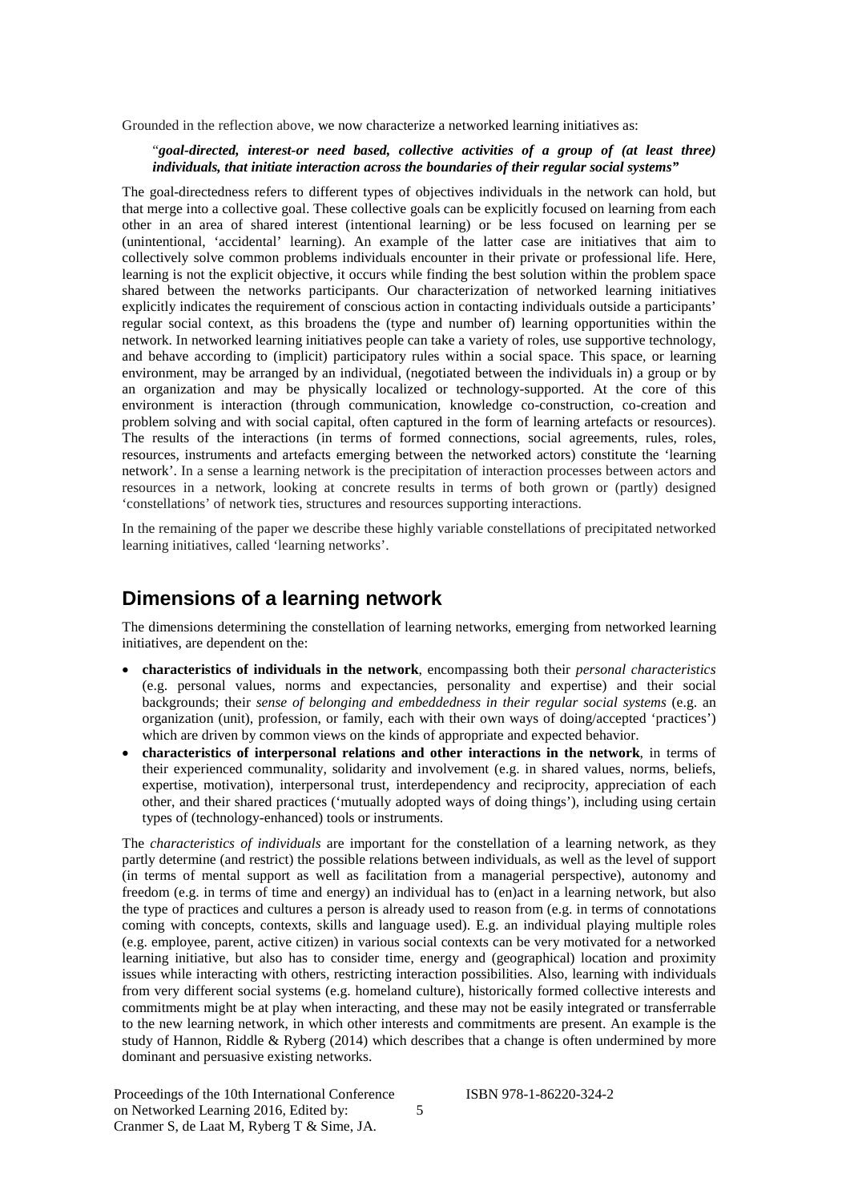Grounded in the reflection above, we now characterize a networked learning initiatives as:

> "*goal-directed, interest-or need based, collective activities of a group of (at least three) individuals, that initiate interaction across the boundaries of their regular social systems"*

The goal-directedness refers to different types of objectives individuals in the network can hold, but that merge into a collective goal. These collective goals can be explicitly focused on learning from each other in an area of shared interest (intentional learning) or be less focused on learning per se (unintentional, 'accidental' learning). An example of the latter case are initiatives that aim to collectively solve common problems individuals encounter in their private or professional life. Here, learning is not the explicit objective, it occurs while finding the best solution within the problem space shared between the networks participants. Our characterization of networked learning initiatives explicitly indicates the requirement of conscious action in contacting individuals outside a participants' regular social context, as this broadens the (type and number of) learning opportunities within the network. In networked learning initiatives people can take a variety of roles, use supportive technology, and behave according to (implicit) participatory rules within a social space. This space, or learning environment, may be arranged by an individual, (negotiated between the individuals in) a group or by an organization and may be physically localized or technology-supported. At the core of this environment is interaction (through communication, knowledge co-construction, co-creation and problem solving and with social capital, often captured in the form of learning artefacts or resources). The results of the interactions (in terms of formed connections, social agreements, rules, roles, resources, instruments and artefacts emerging between the networked actors) constitute the 'learning network'. In a sense a learning network is the precipitation of interaction processes between actors and resources in a network, looking at concrete results in terms of both grown or (partly) designed 'constellations' of network ties, structures and resources supporting interactions.

In the remaining of the paper we describe these highly variable constellations of precipitated networked learning initiatives, called 'learning networks'.

## Dimensions of a learning network

The dimensions determining the constellation of learning networks, emerging from networked learning initiatives, are dependent on the:

- **characteristics of individuals in the network**, encompassing both their *personal characteristics* (e.g. personal values, norms and expectancies, personality and expertise) and their social backgrounds; their *sense of belonging and embeddedness in their regular social systems* (e.g. an organization (unit), profession, or family, each with their own ways of doing/accepted 'practices') which are driven by common views on the kinds of appropriate and expected behavior.
- **characteristics of interpersonal relations and other interactions in the network**, in terms of their experienced communality, solidarity and involvement (e.g. in shared values, norms, beliefs, expertise, motivation), interpersonal trust, interdependency and reciprocity, appreciation of each other, and their shared practices ('mutually adopted ways of doing things'), including using certain types of (technology-enhanced) tools or instruments.

The *characteristics of individuals* are important for the constellation of a learning network, as they partly determine (and restrict) the possible relations between individuals, as well as the level of support (in terms of mental support as well as facilitation from a managerial perspective), autonomy and freedom (e.g. in terms of time and energy) an individual has to (en)act in a learning network, but also the type of practices and cultures a person is already used to reason from (e.g. in terms of connotations coming with concepts, contexts, skills and language used). E.g. an individual playing multiple roles (e.g. employee, parent, active citizen) in various social contexts can be very motivated for a networked learning initiative, but also has to consider time, energy and (geographical) location and proximity issues while interacting with others, restricting interaction possibilities. Also, learning with individuals from very different social systems (e.g. homeland culture), historically formed collective interests and commitments might be at play when interacting, and these may not be easily integrated or transferrable to the new learning network, in which other interests and commitments are present. An example is the study of Hannon, Riddle & Ryberg (2014) which describes that a change is often undermined by more dominant and persuasive existing networks.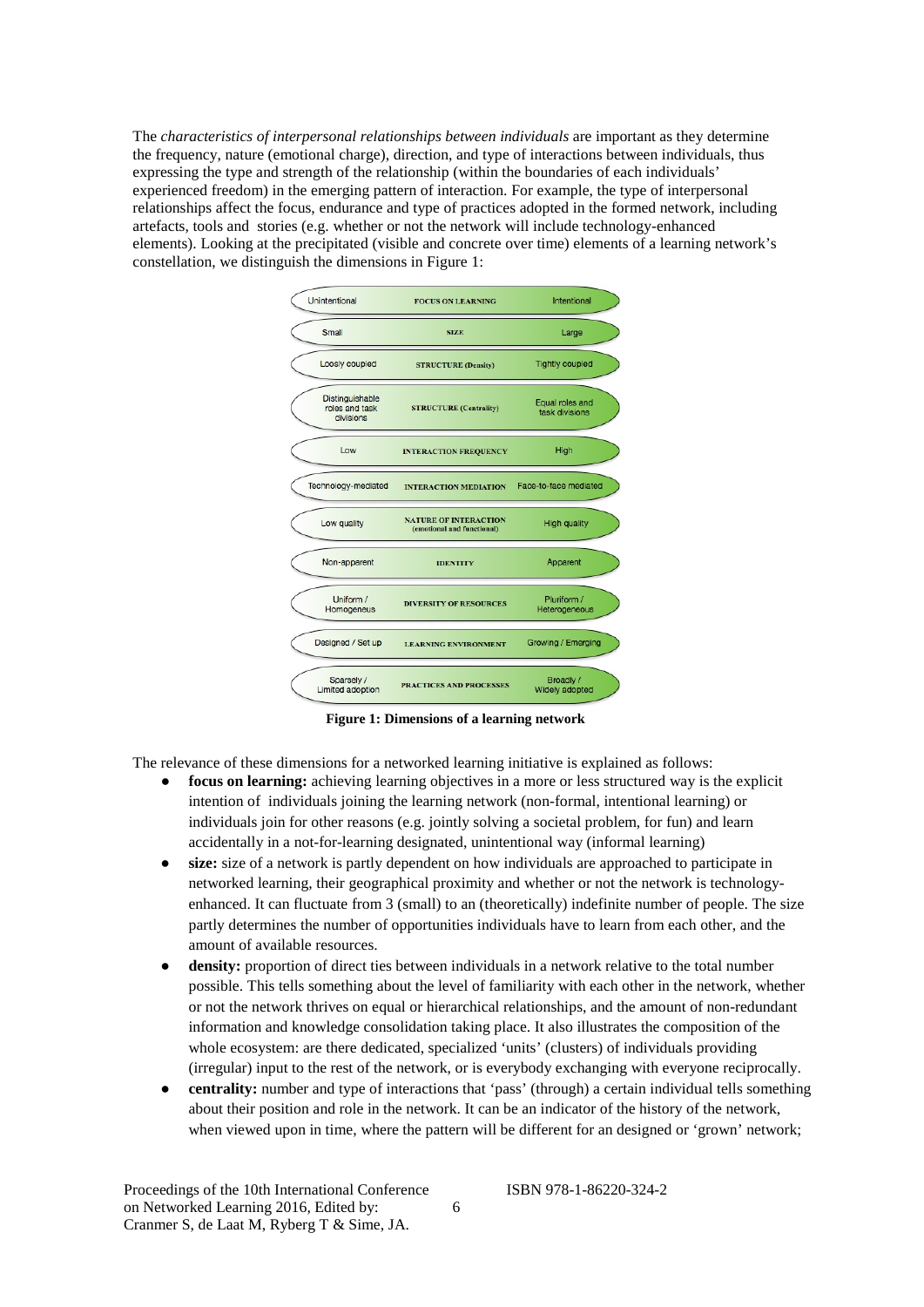The *characteristics of interpersonal relationships between individuals* are important as they determine the frequency, nature (emotional charge), direction, and type of interactions between individuals, thus expressing the type and strength of the relationship (within the boundaries of each individuals' experienced freedom) in the emerging pattern of interaction. For example, the type of interpersonal relationships affect the focus, endurance and type of practices adopted in the formed network, including artefacts, tools and stories (e.g. whether or not the network will include technology-enhanced elements). Looking at the precipitated (visible and concrete over time) elements of a learning network's constellation, we distinguish the dimensions in Figure 1:

| | | |
|---|---|---|
| Unintentional | FOCUS ON LEARNING | Intentional |
| Small | SIZE | Large |
| Loosly coupled | STRUCTURE (Density) | Tightly coupled |
| Distinguishable roles and task divisions | STRUCTURE (Centrality) | Equal roles and task divisions |
| Low | INTERACTION FREQUENCY | High |
| Technology-mediated | INTERACTION MEDIATION | Face-to-face mediated |
| Low quality | NATURE OF INTERACTION (emotional and functional) | High quality |
| Non-apparent | IDENTITY | Apparent |
| Uniform / Homogeneus | DIVERSITY OF RESOURCES | Pluriform / Heterogeneous |
| Designed / Set up | LEARNING ENVIRONMENT | Growing / Emerging |
| Sparsely / Limited adoption | PRACTICES AND PROCESSES | Broadly / Widely adopted |

**Figure 1: Dimensions of a learning network**

The relevance of these dimensions for a networked learning initiative is explained as follows:

- **focus on learning:** achieving learning objectives in a more or less structured way is the explicit intention of individuals joining the learning network (non-formal, intentional learning) or individuals join for other reasons (e.g. jointly solving a societal problem, for fun) and learn accidentally in a not-for-learning designated, unintentional way (informal learning)
- **size:** size of a network is partly dependent on how individuals are approached to participate in networked learning, their geographical proximity and whether or not the network is technology-enhanced. It can fluctuate from 3 (small) to an (theoretically) indefinite number of people. The size partly determines the number of opportunities individuals have to learn from each other, and the amount of available resources.
- **density:** proportion of direct ties between individuals in a network relative to the total number possible. This tells something about the level of familiarity with each other in the network, whether or not the network thrives on equal or hierarchical relationships, and the amount of non-redundant information and knowledge consolidation taking place. It also illustrates the composition of the whole ecosystem: are there dedicated, specialized 'units' (clusters) of individuals providing (irregular) input to the rest of the network, or is everybody exchanging with everyone reciprocally.
- **centrality:** number and type of interactions that 'pass' (through) a certain individual tells something about their position and role in the network. It can be an indicator of the history of the network, when viewed upon in time, where the pattern will be different for an designed or 'grown' network;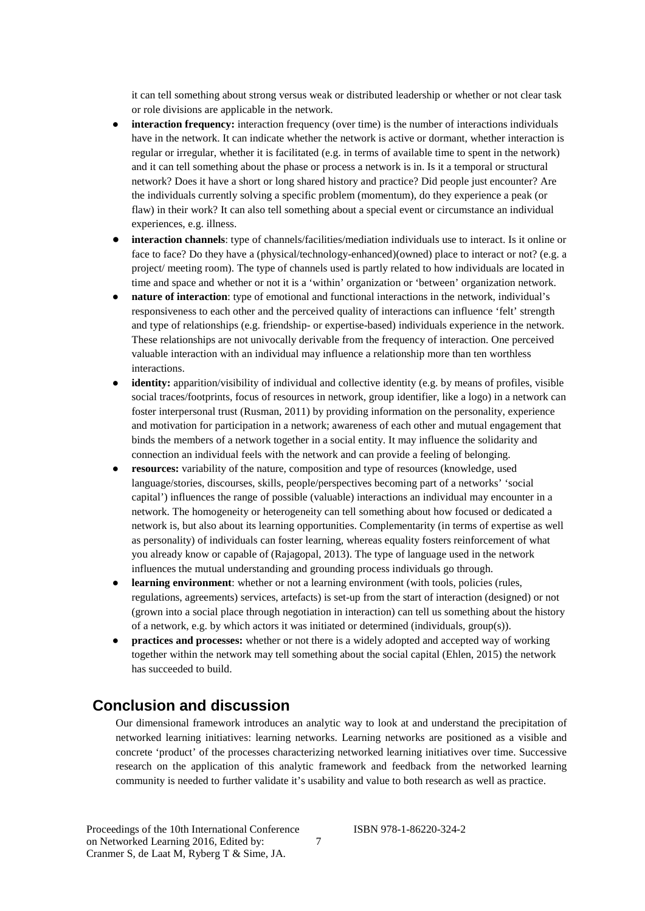it can tell something about strong versus weak or distributed leadership or whether or not clear task or role divisions are applicable in the network.

- **interaction frequency:** interaction frequency (over time) is the number of interactions individuals have in the network. It can indicate whether the network is active or dormant, whether interaction is regular or irregular, whether it is facilitated (e.g. in terms of available time to spent in the network) and it can tell something about the phase or process a network is in. Is it a temporal or structural network? Does it have a short or long shared history and practice? Did people just encounter? Are the individuals currently solving a specific problem (momentum), do they experience a peak (or flaw) in their work? It can also tell something about a special event or circumstance an individual experiences, e.g. illness.
- **interaction channels**: type of channels/facilities/mediation individuals use to interact. Is it online or face to face? Do they have a (physical/technology-enhanced)(owned) place to interact or not? (e.g. a project/ meeting room). The type of channels used is partly related to how individuals are located in time and space and whether or not it is a 'within' organization or 'between' organization network.
- **nature of interaction**: type of emotional and functional interactions in the network, individual's responsiveness to each other and the perceived quality of interactions can influence 'felt' strength and type of relationships (e.g. friendship- or expertise-based) individuals experience in the network. These relationships are not univocally derivable from the frequency of interaction. One perceived valuable interaction with an individual may influence a relationship more than ten worthless interactions.
- **identity:** apparition/visibility of individual and collective identity (e.g. by means of profiles, visible social traces/footprints, focus of resources in network, group identifier, like a logo) in a network can foster interpersonal trust (Rusman, 2011) by providing information on the personality, experience and motivation for participation in a network; awareness of each other and mutual engagement that binds the members of a network together in a social entity. It may influence the solidarity and connection an individual feels with the network and can provide a feeling of belonging.
- **resources:** variability of the nature, composition and type of resources (knowledge, used language/stories, discourses, skills, people/perspectives becoming part of a networks' 'social capital') influences the range of possible (valuable) interactions an individual may encounter in a network. The homogeneity or heterogeneity can tell something about how focused or dedicated a network is, but also about its learning opportunities. Complementarity (in terms of expertise as well as personality) of individuals can foster learning, whereas equality fosters reinforcement of what you already know or capable of (Rajagopal, 2013). The type of language used in the network influences the mutual understanding and grounding process individuals go through.
- **learning environment**: whether or not a learning environment (with tools, policies (rules, regulations, agreements) services, artefacts) is set-up from the start of interaction (designed) or not (grown into a social place through negotiation in interaction) can tell us something about the history of a network, e.g. by which actors it was initiated or determined (individuals, group(s)).
- **practices and processes:** whether or not there is a widely adopted and accepted way of working together within the network may tell something about the social capital (Ehlen, 2015) the network has succeeded to build.

## Conclusion and discussion

Our dimensional framework introduces an analytic way to look at and understand the precipitation of networked learning initiatives: learning networks. Learning networks are positioned as a visible and concrete 'product' of the processes characterizing networked learning initiatives over time. Successive research on the application of this analytic framework and feedback from the networked learning community is needed to further validate it's usability and value to both research as well as practice.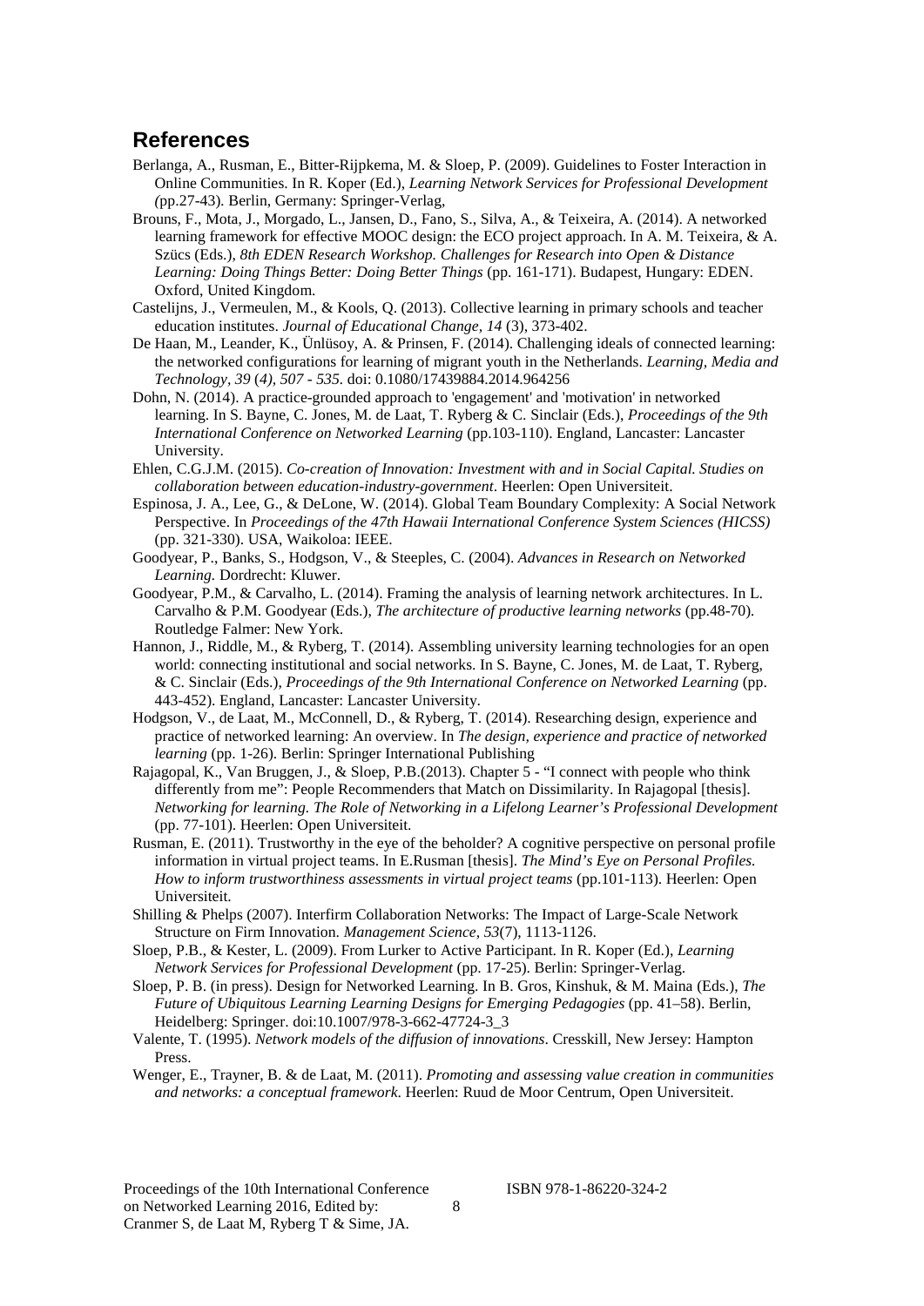## References

Berlanga, A., Rusman, E., Bitter-Rijpkema, M. & Sloep, P. (2009). Guidelines to Foster Interaction in Online Communities. In R. Koper (Ed.), *Learning Network Services for Professional Development (*pp.27-43). Berlin, Germany: Springer-Verlag,

Brouns, F., Mota, J., Morgado, L., Jansen, D., Fano, S., Silva, A., & Teixeira, A. (2014). A networked learning framework for effective MOOC design: the ECO project approach. In A. M. Teixeira, & A. Szücs (Eds.), *8th EDEN Research Workshop. Challenges for Research into Open & Distance Learning: Doing Things Better: Doing Better Things* (pp. 161-171). Budapest, Hungary: EDEN. Oxford, United Kingdom.

Castelijns, J., Vermeulen, M., & Kools, Q. (2013). Collective learning in primary schools and teacher education institutes. *Journal of Educational Change, 14* (3), 373-402.

De Haan, M., Leander, K., Ünlüsoy, A. & Prinsen, F. (2014). Challenging ideals of connected learning: the networked configurations for learning of migrant youth in the Netherlands. *Learning, Media and Technology, 39* (*4), 507 - 535.* doi: 0.1080/17439884.2014.964256

Dohn, N. (2014). A practice-grounded approach to 'engagement' and 'motivation' in networked learning. In S. Bayne, C. Jones, M. de Laat, T. Ryberg & C. Sinclair (Eds.), *Proceedings of the 9th International Conference on Networked Learning* (pp.103-110). England, Lancaster: Lancaster University.

Ehlen, C.G.J.M. (2015). *Co-creation of Innovation: Investment with and in Social Capital. Studies on collaboration between education-industry-government*. Heerlen: Open Universiteit.

Espinosa, J. A., Lee, G., & DeLone, W. (2014). Global Team Boundary Complexity: A Social Network Perspective. In *Proceedings of the 47th Hawaii International Conference System Sciences (HICSS)* (pp. 321-330). USA, Waikoloa: IEEE.

Goodyear, P., Banks, S., Hodgson, V., & Steeples, C. (2004). *Advances in Research on Networked Learning.* Dordrecht: Kluwer.

Goodyear, P.M., & Carvalho, L. (2014). Framing the analysis of learning network architectures. In L. Carvalho & P.M. Goodyear (Eds.), *The architecture of productive learning networks* (pp.48-70). Routledge Falmer: New York.

Hannon, J., Riddle, M., & Ryberg, T. (2014). Assembling university learning technologies for an open world: connecting institutional and social networks. In S. Bayne, C. Jones, M. de Laat, T. Ryberg, & C. Sinclair (Eds.), *Proceedings of the 9th International Conference on Networked Learning* (pp. 443-452). England, Lancaster: Lancaster University.

Hodgson, V., de Laat, M., McConnell, D., & Ryberg, T. (2014). Researching design, experience and practice of networked learning: An overview. In *The design, experience and practice of networked learning* (pp. 1-26). Berlin: Springer International Publishing

Rajagopal, K., Van Bruggen, J., & Sloep, P.B.(2013). Chapter 5 - "I connect with people who think differently from me": People Recommenders that Match on Dissimilarity. In Rajagopal [thesis]. *Networking for learning. The Role of Networking in a Lifelong Learner's Professional Development* (pp. 77-101). Heerlen: Open Universiteit.

Rusman, E. (2011). Trustworthy in the eye of the beholder? A cognitive perspective on personal profile information in virtual project teams. In E.Rusman [thesis]. *The Mind's Eye on Personal Profiles. How to inform trustworthiness assessments in virtual project teams* (pp.101-113). Heerlen: Open Universiteit.

Shilling & Phelps (2007). Interfirm Collaboration Networks: The Impact of Large-Scale Network Structure on Firm Innovation. *Management Science, 53*(7), 1113-1126.

Sloep, P.B., & Kester, L. (2009). From Lurker to Active Participant. In R. Koper (Ed.), *Learning Network Services for Professional Development* (pp. 17-25). Berlin: Springer-Verlag.

Sloep, P. B. (in press). Design for Networked Learning. In B. Gros, Kinshuk, & M. Maina (Eds.), *The Future of Ubiquitous Learning Learning Designs for Emerging Pedagogies* (pp. 41–58). Berlin, Heidelberg: Springer. doi:10.1007/978-3-662-47724-3_3

Valente, T. (1995). *Network models of the diffusion of innovations*. Cresskill, New Jersey: Hampton Press.

Wenger, E., Trayner, B. & de Laat, M. (2011). *Promoting and assessing value creation in communities and networks: a conceptual framework*. Heerlen: Ruud de Moor Centrum, Open Universiteit.